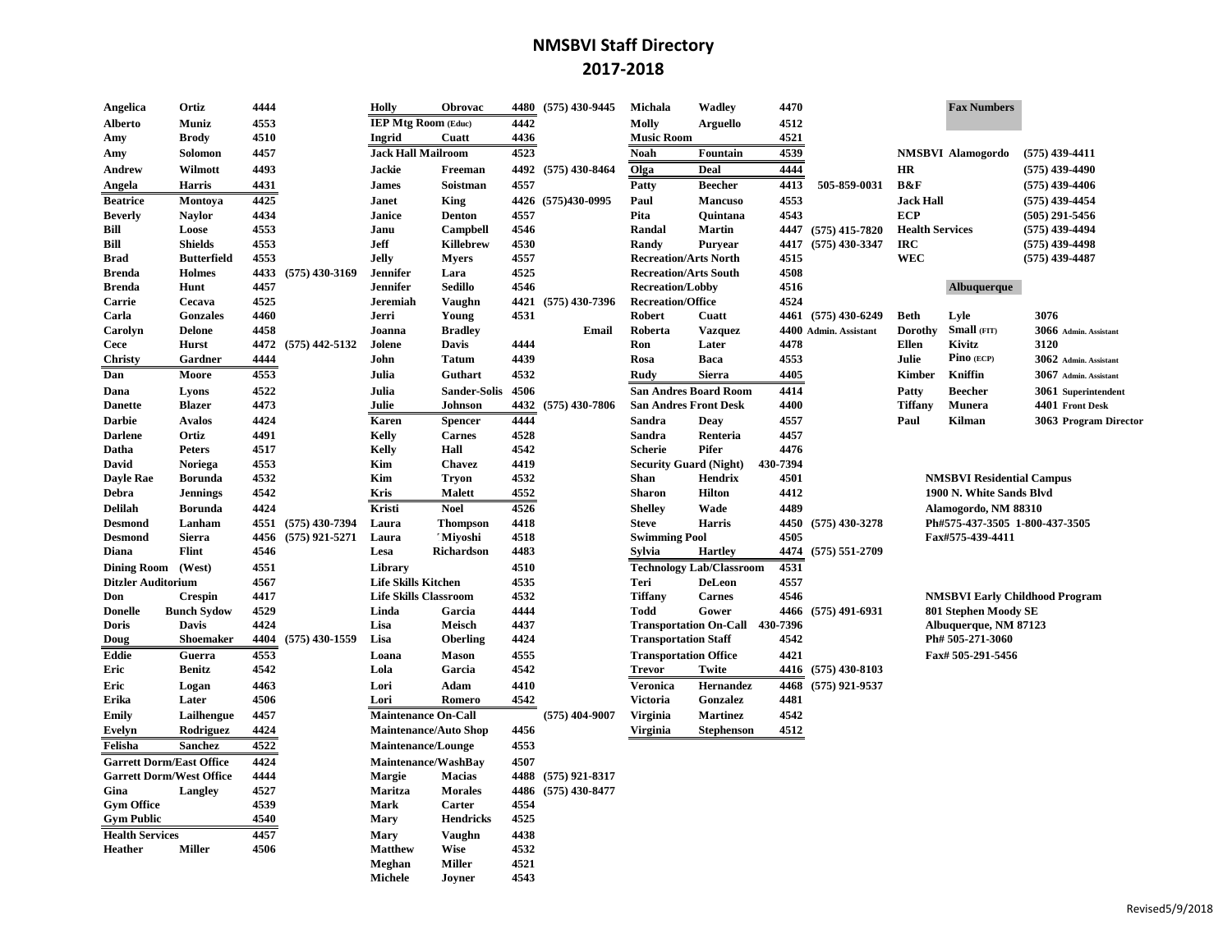# NMSBVI Staff Directory
## 2017-2018

| First | Last | Ext | Phone |
|---|---|---|---|
| Angelica | Ortiz | 4444 | |
| Alberto | Muniz | 4553 | |
| Amy | Brody | 4510 | |
| Amy | Solomon | 4457 | |
| Andrew | Wilmott | 4493 | |
| Angela | Harris | 4431 | |
| Beatrice | Montoya | 4425 | |
| Beverly | Naylor | 4434 | |
| Bill | Loose | 4553 | |
| Bill | Shields | 4553 | |
| Brad | Butterfield | 4553 | |
| Brenda | Holmes | 4433 | (575) 430-3169 |
| Brenda | Hunt | 4457 | |
| Carrie | Cecava | 4525 | |
| Carla | Gonzales | 4460 | |
| Carolyn | Delone | 4458 | |
| Cece | Hurst | 4472 | (575) 442-5132 |
| Christy | Gardner | 4444 | |
| Dan | Moore | 4553 | |
| Dana | Lyons | 4522 | |
| Danette | Blazer | 4473 | |
| Darbie | Avalos | 4424 | |
| Darlene | Ortiz | 4491 | |
| Datha | Peters | 4517 | |
| David | Noriega | 4553 | |
| Dayle Rae | Borunda | 4532 | |
| Debra | Jennings | 4542 | |
| Delilah | Borunda | 4424 | |
| Desmond | Lanham | 4551 | (575) 430-7394 |
| Desmond | Sierra | 4456 | (575) 921-5271 |
| Diana | Flint | 4546 | |
| Dining Room | (West) | 4551 | |
| Ditzler Auditorium | | 4567 | |
| Don | Crespin | 4417 | |
| Donelle | Bunch Sydow | 4529 | |
| Doris | Davis | 4424 | |
| Doug | Shoemaker | 4404 | (575) 430-1559 |
| Eddie | Guerra | 4553 | |
| Eric | Benitz | 4542 | |
| Eric | Logan | 4463 | |
| Erika | Later | 4506 | |
| Emily | Lailhengue | 4457 | |
| Evelyn | Rodriguez | 4424 | |
| Felisha | Sanchez | 4522 | |
| Garrett Dorm/East Office | | 4424 | |
| Garrett Dorm/West Office | | 4444 | |
| Gina | Langley | 4527 | |
| Gym Office | | 4539 | |
| Gym Public | | 4540 | |
| Health Services | | 4457 | |
| Heather | Miller | 4506 | |
| Holly | Obrovac | 4480 | (575) 430-9445 |
| IEP Mtg Room (Educ) | | 4442 | |
| Ingrid | Cuatt | 4436 | |
| Jack Hall Mailroom | | 4523 | |
| Jackie | Freeman | 4492 | (575) 430-8464 |
| James | Soistman | 4557 | |
| Janet | King | 4426 | (575)430-0995 |
| Janice | Denton | 4557 | |
| Janu | Campbell | 4546 | |
| Jeff | Killebrew | 4530 | |
| Jelly | Myers | 4557 | |
| Jennifer | Lara | 4525 | |
| Jennifer | Sedillo | 4546 | |
| Jeremiah | Vaughn | 4421 | (575) 430-7396 |
| Jerri | Young | 4531 | |
| Joanna | Bradley | | Email |
| Jolene | Davis | 4444 | |
| John | Tatum | 4439 | |
| Julia | Guthart | 4532 | |
| Julia | Sander-Solis | 4506 | |
| Julie | Johnson | 4432 | (575) 430-7806 |
| Karen | Spencer | 4444 | |
| Kelly | Carnes | 4528 | |
| Kelly | Hall | 4542 | |
| Kim | Chavez | 4419 | |
| Kim | Tryon | 4532 | |
| Kris | Malett | 4552 | |
| Kristi | Noel | 4526 | |
| Laura | Thompson | 4418 | |
| Laura | ´Miyoshi | 4518 | |
| Lesa | Richardson | 4483 | |
| Library | | 4510 | |
| Life Skills Kitchen | | 4535 | |
| Life Skills Classroom | | 4532 | |
| Linda | Garcia | 4444 | |
| Lisa | Meisch | 4437 | |
| Lisa | Oberling | 4424 | |
| Loana | Mason | 4555 | |
| Lola | Garcia | 4542 | |
| Lori | Adam | 4410 | |
| Lori | Romero | 4542 | |
| Maintenance On-Call | | | (575) 404-9007 |
| Maintenance/Auto Shop | | 4456 | |
| Maintenance/Lounge | | 4553 | |
| Maintenance/WashBay | | 4507 | |
| Margie | Macias | 4488 | (575) 921-8317 |
| Maritza | Morales | 4486 | (575) 430-8477 |
| Mark | Carter | 4554 | |
| Mary | Hendricks | 4525 | |
| Mary | Vaughn | 4438 | |
| Matthew | Wise | 4532 | |
| Meghan | Miller | 4521 | |
| Michele | Joyner | 4543 | |
| Michala | Wadley | 4470 | |
| Molly | Arguello | 4512 | |
| Music Room | | 4521 | |
| Noah | Fountain | 4539 | |
| Olga | Deal | 4444 | |
| Patty | Beecher | 4413 | 505-859-0031 |
| Paul | Mancuso | 4553 | |
| Pita | Quintana | 4543 | |
| Randal | Martin | 4447 | (575) 415-7820 |
| Randy | Puryear | 4417 | (575) 430-3347 |
| Recreation/Arts North | | 4515 | |
| Recreation/Arts South | | 4508 | |
| Recreation/Lobby | | 4516 | |
| Recreation/Office | | 4524 | |
| Robert | Cuatt | 4461 | (575) 430-6249 |
| Roberta | Vazquez | 4400 | Admin. Assistant |
| Ron | Later | 4478 | |
| Rosa | Baca | 4553 | |
| Rudy | Sierra | 4405 | |
| San Andres Board Room | | 4414 | |
| San Andres Front Desk | | 4400 | |
| Sandra | Deay | 4557 | |
| Sandra | Renteria | 4457 | |
| Scherie | Pifer | 4476 | |
| Security Guard (Night) | | 430-7394 | |
| Shan | Hendrix | 4501 | |
| Sharon | Hilton | 4412 | |
| Shelley | Wade | 4489 | |
| Steve | Harris | 4450 | (575) 430-3278 |
| Swimming Pool | | 4505 | |
| Sylvia | Hartley | 4474 | (575) 551-2709 |
| Technology Lab/Classroom | | 4531 | |
| Teri | DeLeon | 4557 | |
| Tiffany | Carnes | 4546 | |
| Todd | Gower | 4466 | (575) 491-6931 |
| Transportation On-Call | | 430-7396 | |
| Transportation Staff | | 4542 | |
| Transportation Office | | 4421 | |
| Trevor | Twite | 4416 | (575) 430-8103 |
| Veronica | Hernandez | 4468 | (575) 921-9537 |
| Victoria | Gonzalez | 4481 | |
| Virginia | Martinez | 4542 | |
| Virginia | Stephenson | 4512 | |

**Fax Numbers**

| | |
|---|---|
| NMSBVI Alamogordo | (575) 439-4411 |
| HR | (575) 439-4490 |
| B&F | (575) 439-4406 |
| Jack Hall | (575) 439-4454 |
| ECP | (505) 291-5456 |
| Health Services | (575) 439-4494 |
| IRC | (575) 439-4498 |
| WEC | (575) 439-4487 |

**Albuquerque**

| First | Last | Ext | Title |
|---|---|---|---|
| Beth | Lyle | 3076 | |
| Dorothy | Small (FIT) | 3066 | Admin. Assistant |
| Ellen | Kivitz | 3120 | |
| Julie | Pino (ECP) | 3062 | Admin. Assistant |
| Kimber | Kniffin | 3067 | Admin. Assistant |
| Patty | Beecher | 3061 | Superintendent |
| Tiffany | Munera | 4401 | Front Desk |
| Paul | Kilman | 3063 | Program Director |

**NMSBVI Residential Campus**
1900 N. White Sands Blvd
Alamogordo, NM 88310
Ph#575-437-3505 1-800-437-3505
Fax#575-439-4411

**NMSBVI Early Childhood Program**
801 Stephen Moody SE
Albuquerque, NM 87123
Ph# 505-271-3060
Fax# 505-291-5456

Revised5/9/2018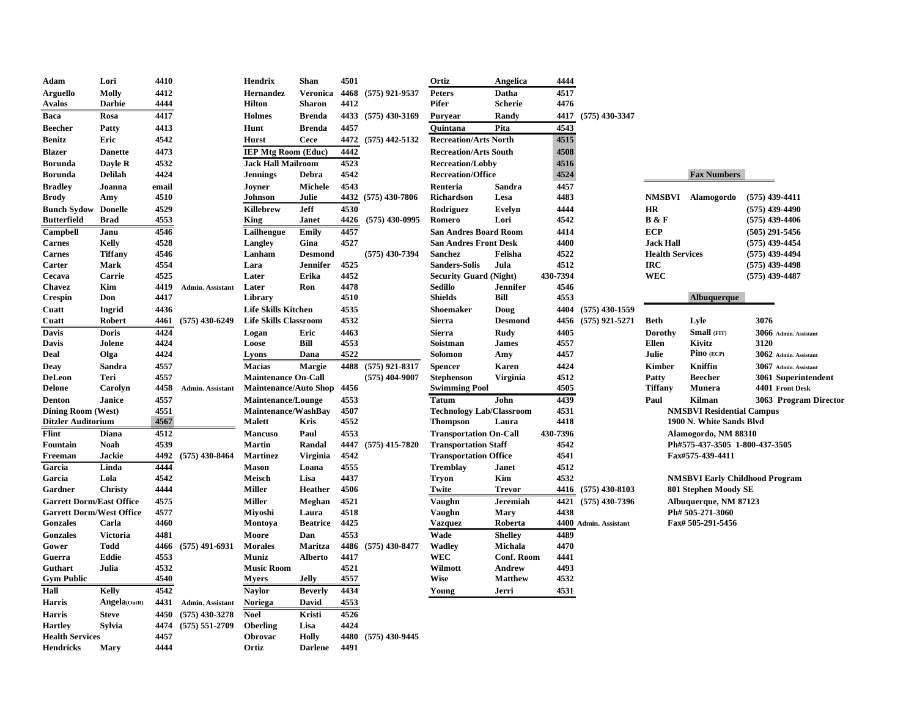| | | | |
|---|---|---|---|
| Adam | Lori | 4410 | |
| Arguello | Molly | 4412 | |
| Avalos | Darbie | 4444 | |
| Baca | Rosa | 4417 | |
| Beecher | Patty | 4413 | |
| Benitz | Eric | 4542 | |
| Blazer | Danette | 4473 | |
| Borunda | Dayle R | 4532 | |
| Borunda | Delilah | 4424 | |
| Bradley | Joanna | email | |
| Brody | Amy | 4510 | |
| Bunch Sydow | Donelle | 4529 | |
| Butterfield | Brad | 4553 | |
| Campbell | Janu | 4546 | |
| Carnes | Kelly | 4528 | |
| Carnes | Tiffany | 4546 | |
| Carter | Mark | 4554 | |
| Cecava | Carrie | 4525 | |
| Chavez | Kim | 4419 | Admin. Assistant |
| Crespin | Don | 4417 | |
| Cuatt | Ingrid | 4436 | |
| Cuatt | Robert | 4461 | (575) 430-6249 |
| Davis | Doris | 4424 | |
| Davis | Jolene | 4424 | |
| Deal | Olga | 4424 | |
| Deay | Sandra | 4557 | |
| DeLeon | Teri | 4557 | |
| Delone | Carolyn | 4458 | Admin. Assistant |
| Denton | Janice | 4557 | |
| Dining Room (West) | | 4551 | |
| Ditzler Auditorium | | 4567 | |
| Flint | Diana | 4512 | |
| Fountain | Noah | 4539 | |
| Freeman | Jackie | 4492 | (575) 430-8464 |
| Garcia | Linda | 4444 | |
| Garcia | Lola | 4542 | |
| Gardner | Christy | 4444 | |
| Garrett Dorm/East Office | | 4575 | |
| Garrett Dorm/West Office | | 4577 | |
| Gonzales | Carla | 4460 | |
| Gonzales | Victoria | 4481 | |
| Gower | Todd | 4466 | (575) 491-6931 |
| Guerra | Eddie | 4553 | |
| Guthart | Julia | 4532 | |
| Gym Public | | 4540 | |
| Hall | Kelly | 4542 | |
| Harris | Angela(OutR) | 4431 | Admin. Assistant |
| Harris | Steve | 4450 | (575) 430-3278 |
| Hartley | Sylvia | 4474 | (575) 551-2709 |
| Health Services | | 4457 | |
| Hendricks | Mary | 4444 | |
| Hendrix | Shan | 4501 | |
| Hernandez | Veronica | 4468 | (575) 921-9537 |
| Hilton | Sharon | 4412 | |
| Holmes | Brenda | 4433 | (575) 430-3169 |
| Hunt | Brenda | 4457 | |
| Hurst | Cece | 4472 | (575) 442-5132 |
| IEP Mtg Room (Educ) | | 4442 | |
| Jack Hall Mailroom | | 4523 | |
| Jennings | Debra | 4542 | |
| Joyner | Michele | 4543 | |
| Johnson | Julie | 4432 | (575) 430-7806 |
| Killebrew | Jeff | 4530 | |
| King | Janet | 4426 | (575) 430-0995 |
| Lailhengue | Emily | 4457 | |
| Langley | Gina | 4527 | |
| Lanham | Desmond | | (575) 430-7394 |
| Lara | Jennifer | 4525 | |
| Later | Erika | 4452 | |
| Later | Ron | 4478 | |
| Library | | 4510 | |
| Life Skills Kitchen | | 4535 | |
| Life Skills Classroom | | 4532 | |
| Logan | Eric | 4463 | |
| Loose | Bill | 4553 | |
| Lyons | Dana | 4522 | |
| Macias | Margie | 4488 | (575) 921-8317 |
| Maintenance On-Call | | | (575) 404-9007 |
| Maintenance/Auto Shop | | 4456 | |
| Maintenance/Lounge | | 4553 | |
| Maintenance/WashBay | | 4507 | |
| Malett | Kris | 4552 | |
| Mancuso | Paul | 4553 | |
| Martin | Randal | 4447 | (575) 415-7820 |
| Martinez | Virginia | 4542 | |
| Mason | Loana | 4555 | |
| Meisch | Lisa | 4437 | |
| Miller | Heather | 4506 | |
| Miller | Meghan | 4521 | |
| Miyoshi | Laura | 4518 | |
| Montoya | Beatrice | 4425 | |
| Moore | Dan | 4553 | |
| Morales | Maritza | 4486 | (575) 430-8477 |
| Muniz | Alberto | 4417 | |
| Music Room | | 4521 | |
| Myers | Jelly | 4557 | |
| Naylor | Beverly | 4434 | |
| Noriega | David | 4553 | |
| Noel | Kristi | 4526 | |
| Oberling | Lisa | 4424 | |
| Obrovac | Holly | 4480 | (575) 430-9445 |
| Ortiz | Darlene | 4491 | |
| Ortiz | Angelica | 4444 | |
| Peters | Datha | 4517 | |
| Pifer | Scherie | 4476 | |
| Puryear | Randy | 4417 | (575) 430-3347 |
| Quintana | Pita | 4543 | |
| Recreation/Arts North | | 4515 | |
| Recreation/Arts South | | 4508 | |
| Recreation/Lobby | | 4516 | |
| Recreation/Office | | 4524 | |
| Renteria | Sandra | 4457 | |
| Richardson | Lesa | 4483 | |
| Rodriguez | Evelyn | 4444 | |
| Romero | Lori | 4542 | |
| San Andres Board Room | | 4414 | |
| San Andres Front Desk | | 4400 | |
| Sanchez | Felisha | 4522 | |
| Sanders-Solis | Jula | 4512 | |
| Security Guard (Night) | | 430-7394 | |
| Sedillo | Jennifer | 4546 | |
| Shields | Bill | 4553 | |
| Shoemaker | Doug | 4404 | (575) 430-1559 |
| Sierra | Desmond | 4456 | (575) 921-5271 |
| Sierra | Rudy | 4405 | |
| Soistman | James | 4557 | |
| Solomon | Amy | 4457 | |
| Spencer | Karen | 4424 | |
| Stephenson | Virginia | 4512 | |
| Swimming Pool | | 4505 | |
| Tatum | John | 4439 | |
| Technology Lab/Classroom | | 4531 | |
| Thompson | Laura | 4418 | |
| Transportation On-Call | | 430-7396 | |
| Transportation Staff | | 4542 | |
| Transportation Office | | 4541 | |
| Tremblay | Janet | 4512 | |
| Tryon | Kim | 4532 | |
| Twite | Trevor | 4416 | (575) 430-8103 |
| Vaughn | Jeremiah | 4421 | (575) 430-7396 |
| Vaughn | Mary | 4438 | |
| Vazquez | Roberta | 4400 | Admin. Assistant |
| Wade | Shelley | 4489 | |
| Wadley | Michala | 4470 | |
| WEC | Conf. Room | 4441 | |
| Wilmott | Andrew | 4493 | |
| Wise | Matthew | 4532 | |
| Young | Jerri | 4531 | |

**Fax Numbers**

| | | |
|---|---|---|
| NMSBVI | Alamogordo | (575) 439-4411 |
| HR | | (575) 439-4490 |
| B & F | | (575) 439-4406 |
| ECP | | (505) 291-5456 |
| Jack Hall | | (575) 439-4454 |
| Health Services | | (575) 439-4494 |
| IRC | | (575) 439-4498 |
| WEC | | (575) 439-4487 |

**Albuquerque**

| | | |
|---|---|---|
| Beth | Lyle | 3076 |
| Dorothy | Small (FIT) | 3066 Admin. Assistant |
| Ellen | Kivitz | 3120 |
| Julie | Pino (ECP) | 3062 Admin. Assistant |
| Kimber | Kniffin | 3067 Admin. Assistant |
| Patty | Beecher | 3061 Superintendent |
| Tiffany | Munera | 4401 Front Desk |
| Paul | Kilman | 3063 Program Director |

**NMSBVI Residential Campus**
1900 N. White Sands Blvd
Alamogordo, NM 88310
Ph#575-437-3505 1-800-437-3505
Fax#575-439-4411

**NMSBVI Early Childhood Program**
801 Stephen Moody SE
Albuquerque, NM 87123
Ph# 505-271-3060
Fax# 505-291-5456